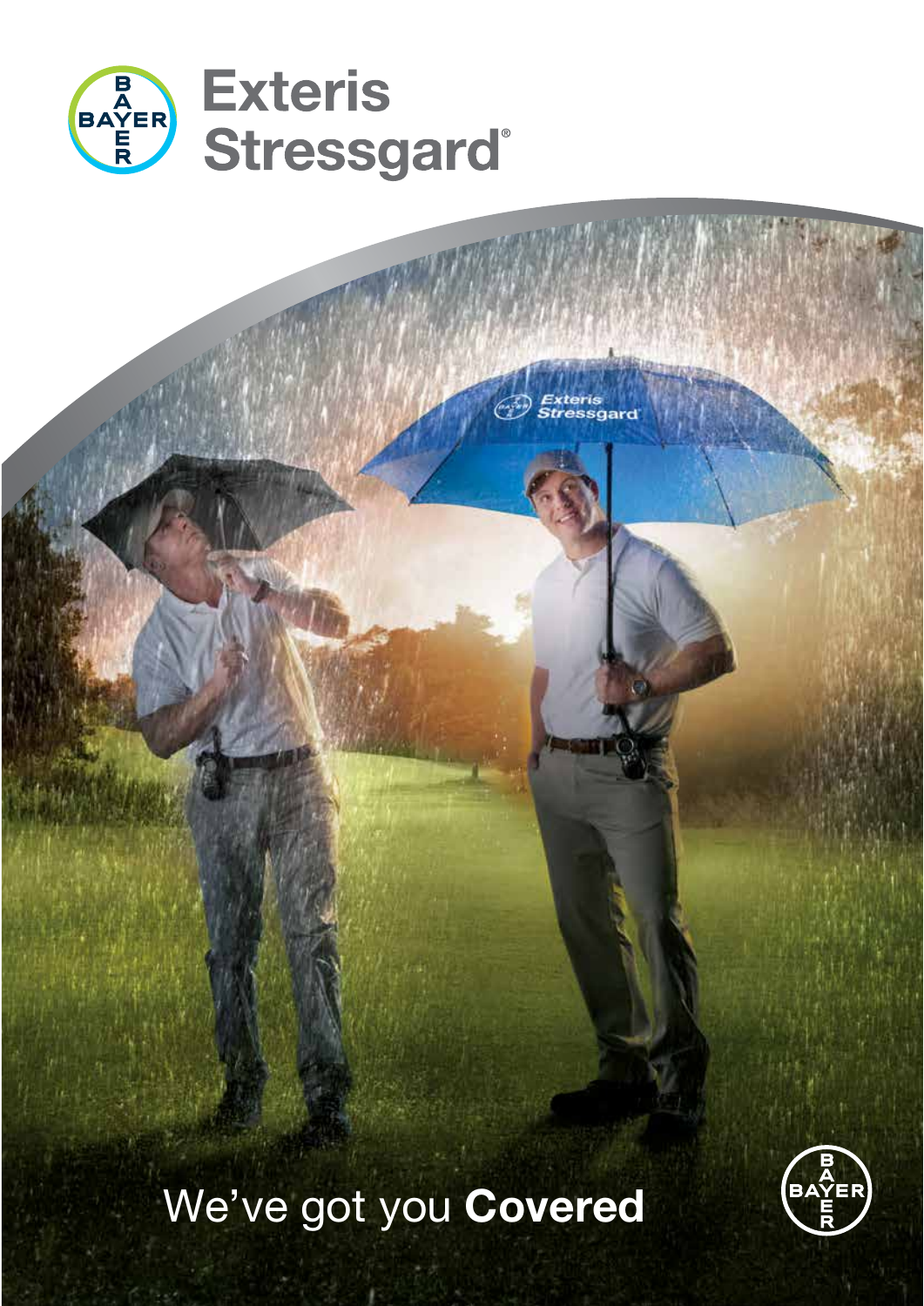# Exteris Stressgard®

We've got you **Covered**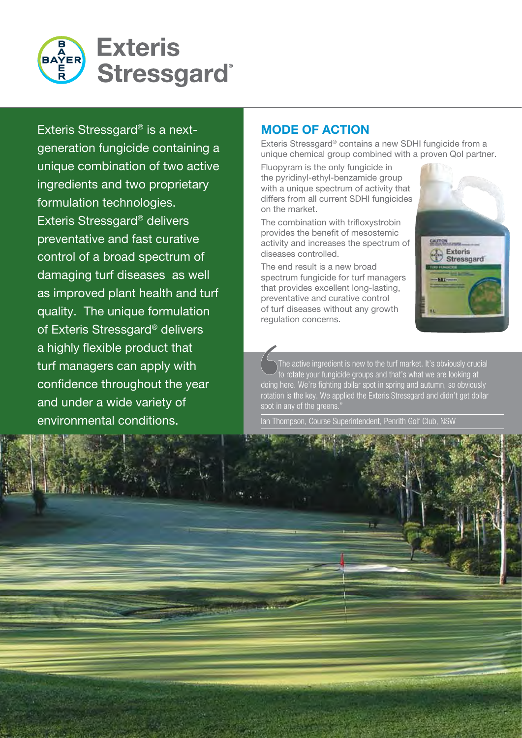# Exteris Stressgard®

Exteris Stressgard® is a next-generation fungicide containing a unique combination of two active ingredients and two proprietary formulation technologies. Exteris Stressgard® delivers preventative and fast curative control of a broad spectrum of damaging turf diseases as well as improved plant health and turf quality. The unique formulation of Exteris Stressgard® delivers a highly flexible product that turf managers can apply with confidence throughout the year and under a wide variety of environmental conditions.

## MODE OF ACTION

Exteris Stressgard® contains a new SDHI fungicide from a unique chemical group combined with a proven QoI partner.

Fluopyram is the only fungicide in the pyridinyl-ethyl-benzamide group with a unique spectrum of activity that differs from all current SDHI fungicides on the market.

The combination with trifloxystrobin provides the benefit of mesostemic activity and increases the spectrum of diseases controlled.

The end result is a new broad spectrum fungicide for turf managers that provides excellent long-lasting, preventative and curative control of turf diseases without any growth regulation concerns.

> "The active ingredient is new to the turf market. It's obviously crucial to rotate your fungicide groups and that's what we are looking at doing here. We're fighting dollar spot in spring and autumn, so obviously rotation is the key. We applied the Exteris Stressgard and didn't get dollar spot in any of the greens."
>
> Ian Thompson, Course Superintendent, Penrith Golf Club, NSW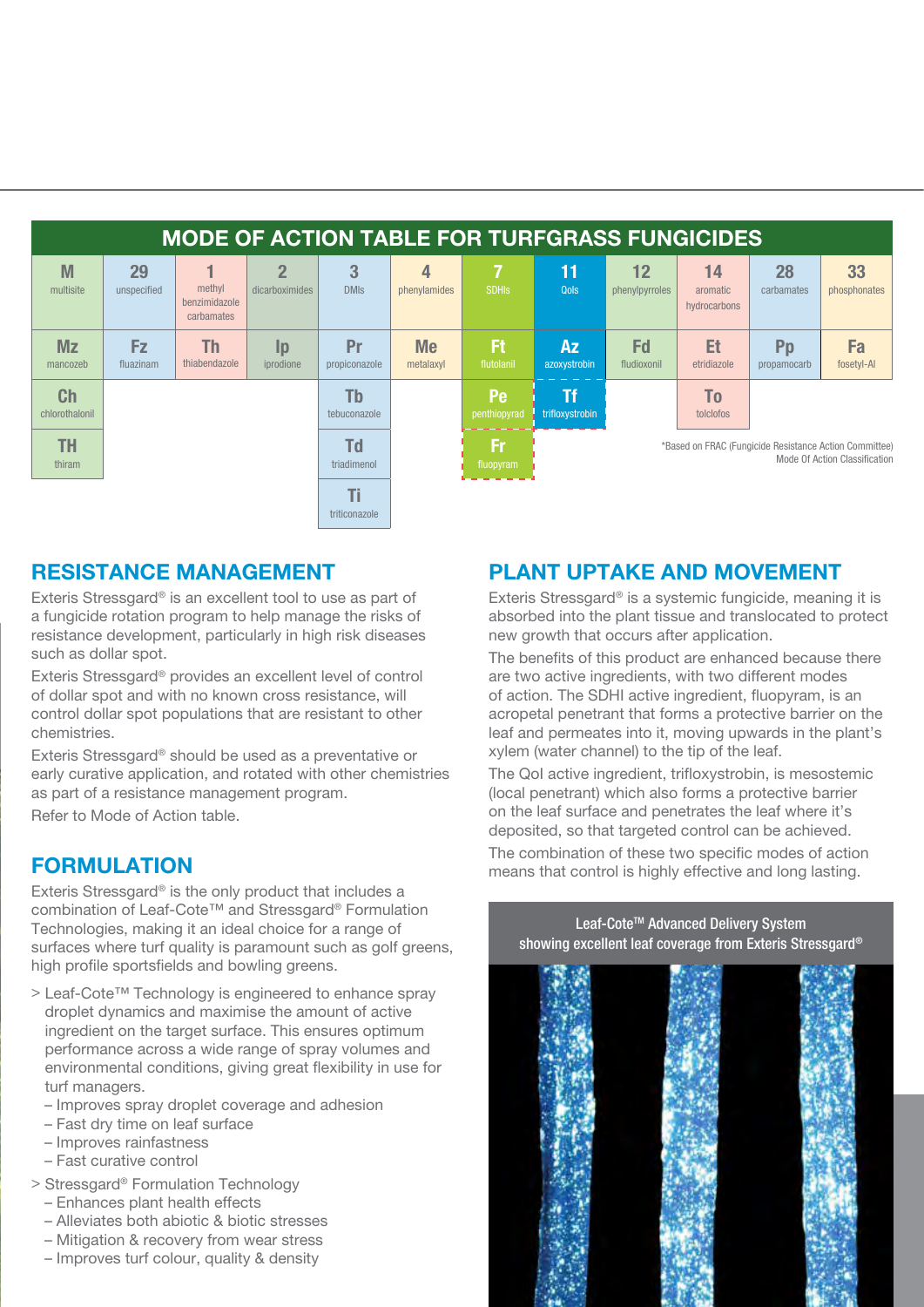## MODE OF ACTION TABLE FOR TURFGRASS FUNGICIDES

| M multisite | 29 unspecified | 1 methyl benzimidazole carbamates | 2 dicarboximides | 3 DMIs | 4 phenylamides | 7 SDHIs | 11 QoIs | 12 phenylpyrroles | 14 aromatic hydrocarbons | 28 carbamates | 33 phosphonates |
|---|---|---|---|---|---|---|---|---|---|---|---|
| Mz mancozeb | Fz fluazinam | Th thiabendazole | Ip iprodione | Pr propiconazole | Me metalaxyl | Ft flutolanil | Az azoxystrobin | Fd fludioxonil | Et etridiazole | Pp propamocarb | Fa fosetyl-Al |
| Ch chlorothalonil | | | | Tb tebuconazole | | Pe penthiopyrad | Tf trifloxystrobin | | To tolclofos | | |
| TH thiram | | | | Td triadimenol | | Fr fluopyram | | | | | |
| | | | | Ti triticonazole | | | | | | | |

*Based on FRAC (Fungicide Resistance Action Committee) Mode Of Action Classification

## RESISTANCE MANAGEMENT

Exteris Stressgard® is an excellent tool to use as part of a fungicide rotation program to help manage the risks of resistance development, particularly in high risk diseases such as dollar spot.

Exteris Stressgard® provides an excellent level of control of dollar spot and with no known cross resistance, will control dollar spot populations that are resistant to other chemistries.

Exteris Stressgard® should be used as a preventative or early curative application, and rotated with other chemistries as part of a resistance management program.

Refer to Mode of Action table.

## FORMULATION

Exteris Stressgard® is the only product that includes a combination of Leaf-Cote™ and Stressgard® Formulation Technologies, making it an ideal choice for a range of surfaces where turf quality is paramount such as golf greens, high profile sportsfields and bowling greens.

> Leaf-Cote™ Technology is engineered to enhance spray droplet dynamics and maximise the amount of active ingredient on the target surface. This ensures optimum performance across a wide range of spray volumes and environmental conditions, giving great flexibility in use for turf managers.
  - Improves spray droplet coverage and adhesion
  - Fast dry time on leaf surface
  - Improves rainfastness
  - Fast curative control

> Stressgard® Formulation Technology
  - Enhances plant health effects
  - Alleviates both abiotic & biotic stresses
  - Mitigation & recovery from wear stress
  - Improves turf colour, quality & density

## PLANT UPTAKE AND MOVEMENT

Exteris Stressgard® is a systemic fungicide, meaning it is absorbed into the plant tissue and translocated to protect new growth that occurs after application.

The benefits of this product are enhanced because there are two active ingredients, with two different modes of action. The SDHI active ingredient, fluopyram, is an acropetal penetrant that forms a protective barrier on the leaf and permeates into it, moving upwards in the plant's xylem (water channel) to the tip of the leaf.

The QoI active ingredient, trifloxystrobin, is mesostemic (local penetrant) which also forms a protective barrier on the leaf surface and penetrates the leaf where it's deposited, so that targeted control can be achieved.

The combination of these two specific modes of action means that control is highly effective and long lasting.

Leaf-Cote™ Advanced Delivery System showing excellent leaf coverage from Exteris Stressgard®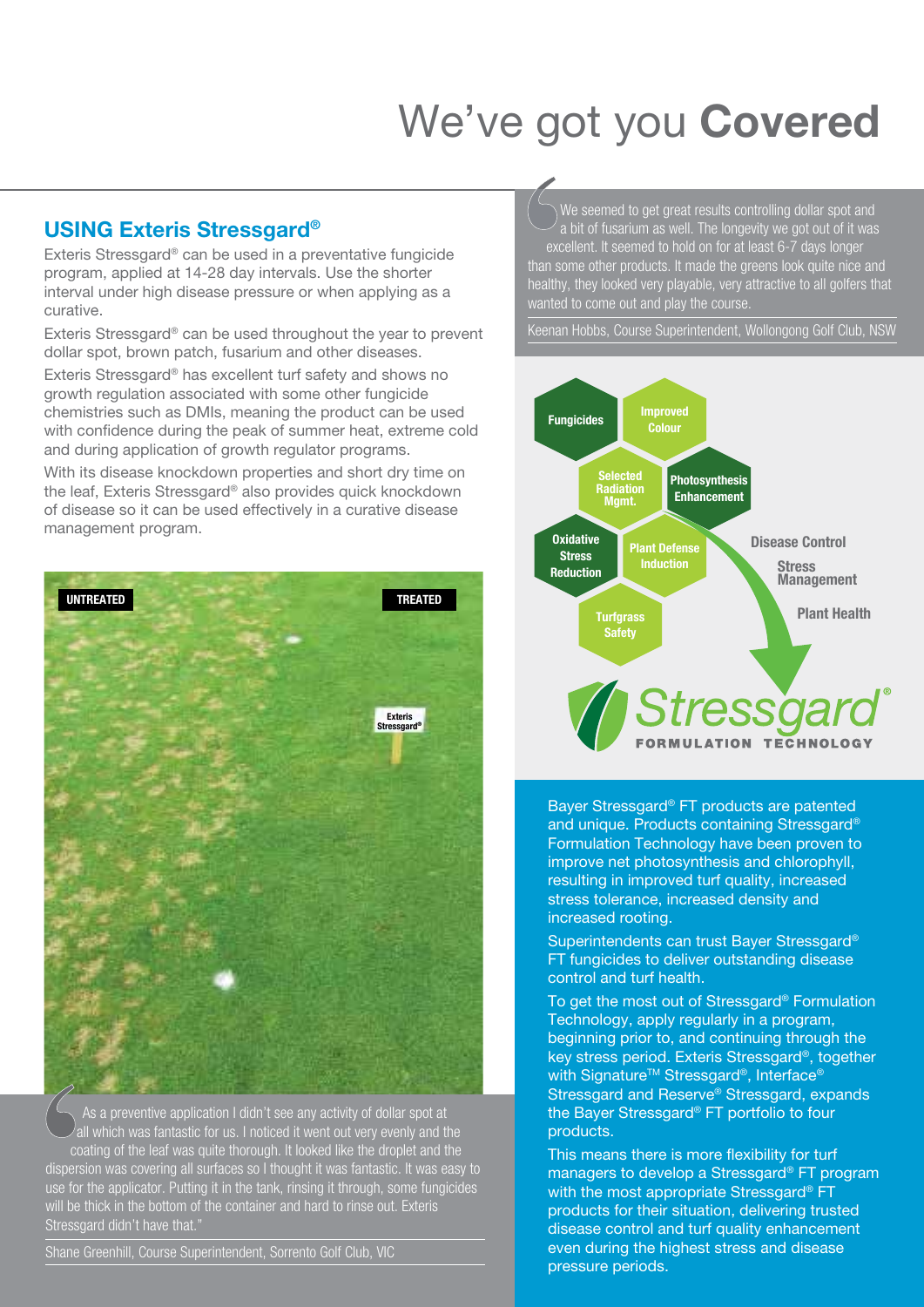# We've got you **Covered**

## USING Exteris Stressgard®

Exteris Stressgard® can be used in a preventative fungicide program, applied at 14-28 day intervals. Use the shorter interval under high disease pressure or when applying as a curative.

Exteris Stressgard® can be used throughout the year to prevent dollar spot, brown patch, fusarium and other diseases.

Exteris Stressgard® has excellent turf safety and shows no growth regulation associated with some other fungicide chemistries such as DMIs, meaning the product can be used with confidence during the peak of summer heat, extreme cold and during application of growth regulator programs.

With its disease knockdown properties and short dry time on the leaf, Exteris Stressgard® also provides quick knockdown of disease so it can be used effectively in a curative disease management program.

UNTREATED | TREATED

Exteris Stressgard®

> As a preventive application I didn't see any activity of dollar spot at all which was fantastic for us. I noticed it went out very evenly and the coating of the leaf was quite thorough. It looked like the droplet and the dispersion was covering all surfaces so I thought it was fantastic. It was easy to use for the applicator. Putting it in the tank, rinsing it through, some fungicides will be thick in the bottom of the container and hard to rinse out. Exteris Stressgard didn't have that."
>
> Shane Greenhill, Course Superintendent, Sorrento Golf Club, VIC

> We seemed to get great results controlling dollar spot and a bit of fusarium as well. The longevity we got out of it was excellent. It seemed to hold on for at least 6-7 days longer than some other products. It made the greens look quite nice and healthy, they looked very playable, very attractive to all golfers that wanted to come out and play the course.
>
> Keenan Hobbs, Course Superintendent, Wollongong Golf Club, NSW

Fungicides
Improved Colour
Selected Radiation Mgmt.
Photosynthesis Enhancement
Oxidative Stress Reduction
Plant Defense Induction
Turfgrass Safety

Disease Control
Stress Management
Plant Health

Stressgard® FORMULATION TECHNOLOGY

Bayer Stressgard® FT products are patented and unique. Products containing Stressgard® Formulation Technology have been proven to improve net photosynthesis and chlorophyll, resulting in improved turf quality, increased stress tolerance, increased density and increased rooting.

Superintendents can trust Bayer Stressgard® FT fungicides to deliver outstanding disease control and turf health.

To get the most out of Stressgard® Formulation Technology, apply regularly in a program, beginning prior to, and continuing through the key stress period. Exteris Stressgard®, together with Signature™ Stressgard®, Interface® Stressgard and Reserve® Stressgard, expands the Bayer Stressgard® FT portfolio to four products.

This means there is more flexibility for turf managers to develop a Stressgard® FT program with the most appropriate Stressgard® FT products for their situation, delivering trusted disease control and turf quality enhancement even during the highest stress and disease pressure periods.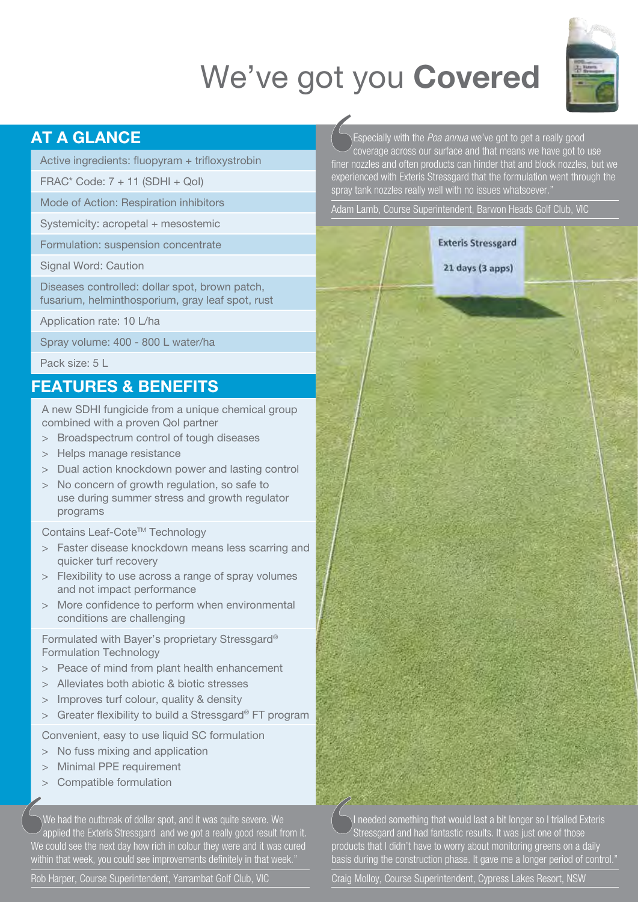# We've got you **Covered**

## AT A GLANCE

| |
|---|
| Active ingredients: fluopyram + trifloxystrobin |
| FRAC* Code: 7 + 11 (SDHI + QoI) |
| Mode of Action: Respiration inhibitors |
| Systemicity: acropetal + mesostemic |
| Formulation: suspension concentrate |
| Signal Word: Caution |
| Diseases controlled: dollar spot, brown patch, fusarium, helminthosporium, gray leaf spot, rust |
| Application rate: 10 L/ha |
| Spray volume: 400 - 800 L water/ha |
| Pack size: 5 L |

## FEATURES & BENEFITS

A new SDHI fungicide from a unique chemical group combined with a proven QoI partner

- Broadspectrum control of tough diseases
- Helps manage resistance
- Dual action knockdown power and lasting control
- No concern of growth regulation, so safe to use during summer stress and growth regulator programs

Contains Leaf-Cote™ Technology

- Faster disease knockdown means less scarring and quicker turf recovery
- Flexibility to use across a range of spray volumes and not impact performance
- More confidence to perform when environmental conditions are challenging

Formulated with Bayer's proprietary Stressgard® Formulation Technology

- Peace of mind from plant health enhancement
- Alleviates both abiotic & biotic stresses
- Improves turf colour, quality & density
- Greater flexibility to build a Stressgard® FT program

Convenient, easy to use liquid SC formulation

- No fuss mixing and application
- Minimal PPE requirement
- Compatible formulation

"Especially with the *Poa annua* we've got to get a really good coverage across our surface and that means we have got to use finer nozzles and often products can hinder that and block nozzles, but we experienced with Exteris Stressgard that the formulation went through the spray tank nozzles really well with no issues whatsoever."

Adam Lamb, Course Superintendent, Barwon Heads Golf Club, VIC

Exteris Stressgard

21 days (3 apps)

"We had the outbreak of dollar spot, and it was quite severe. We applied the Exteris Stressgard and we got a really good result from it. We could see the next day how rich in colour they were and it was cured within that week, you could see improvements definitely in that week."

Rob Harper, Course Superintendent, Yarrambat Golf Club, VIC

"I needed something that would last a bit longer so I trialled Exteris Stressgard and had fantastic results. It was just one of those products that I didn't have to worry about monitoring greens on a daily basis during the construction phase. It gave me a longer period of control."

Craig Molloy, Course Superintendent, Cypress Lakes Resort, NSW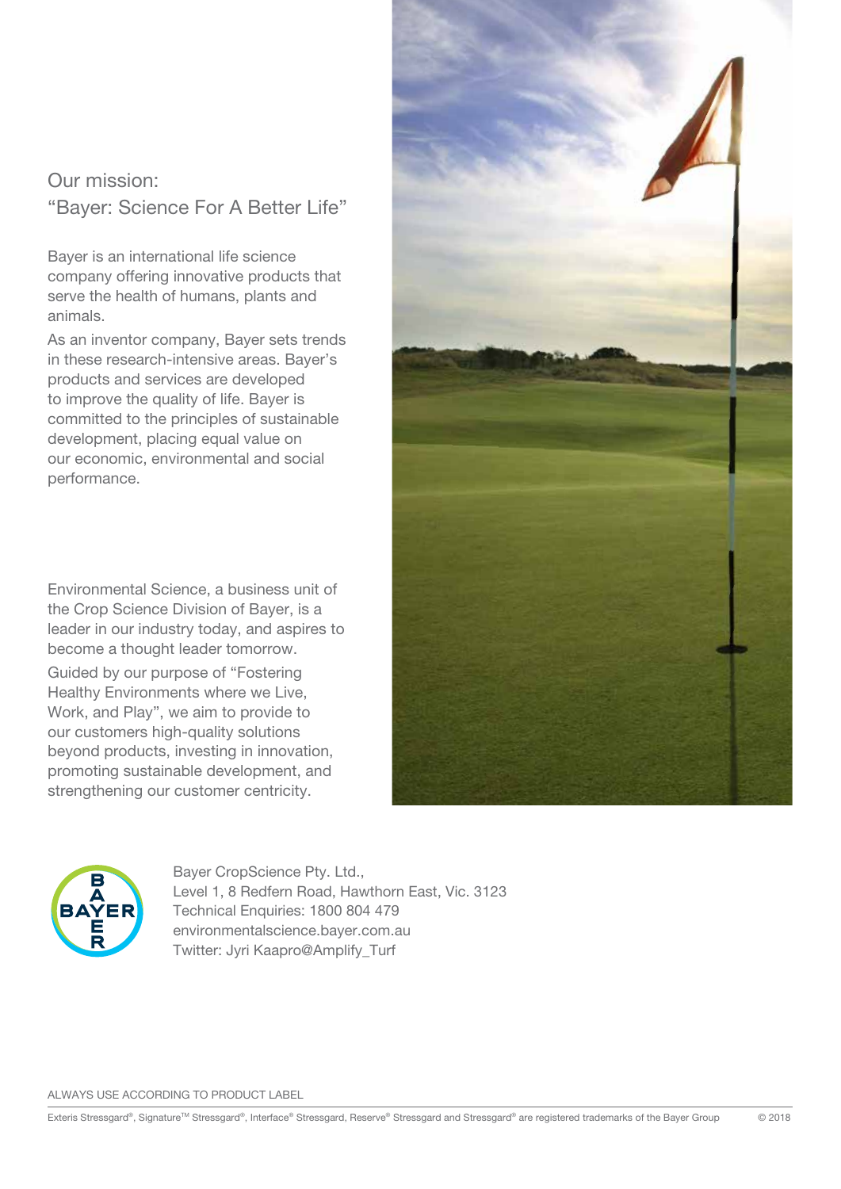## Our mission:
## "Bayer: Science For A Better Life"

Bayer is an international life science company offering innovative products that serve the health of humans, plants and animals.

As an inventor company, Bayer sets trends in these research-intensive areas. Bayer's products and services are developed to improve the quality of life. Bayer is committed to the principles of sustainable development, placing equal value on our economic, environmental and social performance.

Environmental Science, a business unit of the Crop Science Division of Bayer, is a leader in our industry today, and aspires to become a thought leader tomorrow.

Guided by our purpose of "Fostering Healthy Environments where we Live, Work, and Play", we aim to provide to our customers high-quality solutions beyond products, investing in innovation, promoting sustainable development, and strengthening our customer centricity.

Bayer CropScience Pty. Ltd.,
Level 1, 8 Redfern Road, Hawthorn East, Vic. 3123
Technical Enquiries: 1800 804 479
environmentalscience.bayer.com.au
Twitter: Jyri Kaapro@Amplify_Turf

ALWAYS USE ACCORDING TO PRODUCT LABEL

Exteris Stressgard®, Signature™ Stressgard®, Interface® Stressgard, Reserve® Stressgard and Stressgard® are registered trademarks of the Bayer Group © 2018